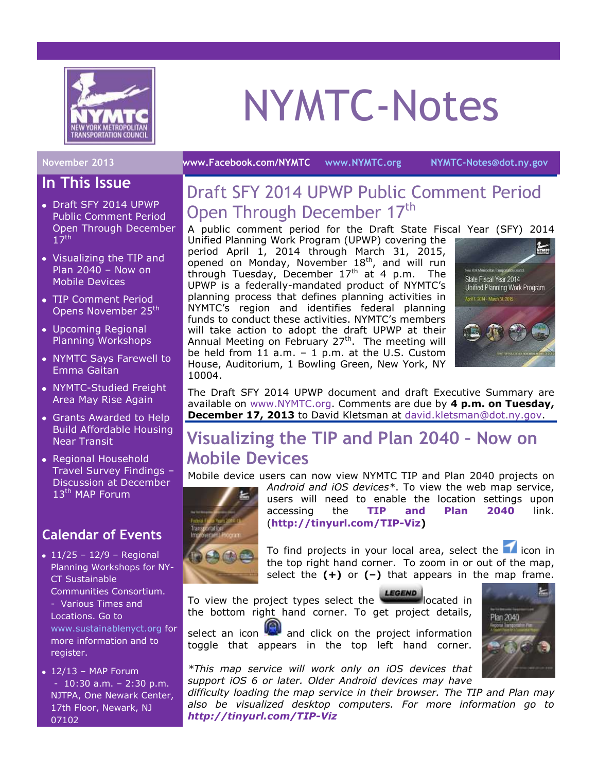# NYMTC-Notes

November 2013 | www.Facebook.com/NYMTC | www.NYMTC.org | NYMTC-Notes@dot.ny.gov

## In This Issue

- Draft SFY 2014 UPWP Public Comment Period Open Through December 17th
- Visualizing the TIP and Plan 2040 – Now on Mobile Devices
- TIP Comment Period Opens November 25th
- Upcoming Regional Planning Workshops
- NYMTC Says Farewell to Emma Gaitan
- NYMTC-Studied Freight Area May Rise Again
- Grants Awarded to Help Build Affordable Housing Near Transit
- Regional Household Travel Survey Findings – Discussion at December 13th MAP Forum

## Calendar of Events

- 11/25 – 12/9 – Regional Planning Workshops for NY-CT Sustainable Communities Consortium. - Various Times and Locations. Go to www.sustainablenyct.org for more information and to register.
- 12/13 – MAP Forum - 10:30 a.m. – 2:30 p.m. NJTPA, One Newark Center, 17th Floor, Newark, NJ 07102

## Draft SFY 2014 UPWP Public Comment Period Open Through December 17th

A public comment period for the Draft State Fiscal Year (SFY) 2014 Unified Planning Work Program (UPWP) covering the period April 1, 2014 through March 31, 2015, opened on Monday, November 18th, and will run through Tuesday, December 17th at 4 p.m. The UPWP is a federally-mandated product of NYMTC's planning process that defines planning activities in NYMTC's region and identifies federal planning funds to conduct these activities. NYMTC's members will take action to adopt the draft UPWP at their Annual Meeting on February 27th. The meeting will be held from 11 a.m. – 1 p.m. at the U.S. Custom House, Auditorium, 1 Bowling Green, New York, NY 10004.

The Draft SFY 2014 UPWP document and draft Executive Summary are available on www.NYMTC.org. Comments are due by **4 p.m. on Tuesday, December 17, 2013** to David Kletsman at david.kletsman@dot.ny.gov.

## Visualizing the TIP and Plan 2040 - Now on Mobile Devices

Mobile device users can now view NYMTC TIP and Plan 2040 projects on *Android and iOS devices\**. To view the web map service, users will need to enable the location settings upon accessing the **TIP and Plan 2040** link. (**http://tinyurl.com/TIP-Viz**)

To find projects in your local area, select the icon in the top right hand corner. To zoom in or out of the map, select the **(+)** or **(–)** that appears in the map frame.

To view the project types select the LEGEND located in the bottom right hand corner. To get project details, select an icon and click on the project information toggle that appears in the top left hand corner.

*\*This map service will work only on iOS devices that support iOS 6 or later. Older Android devices may have difficulty loading the map service in their browser. The TIP and Plan may also be visualized desktop computers. For more information go to* ***http://tinyurl.com/TIP-Viz***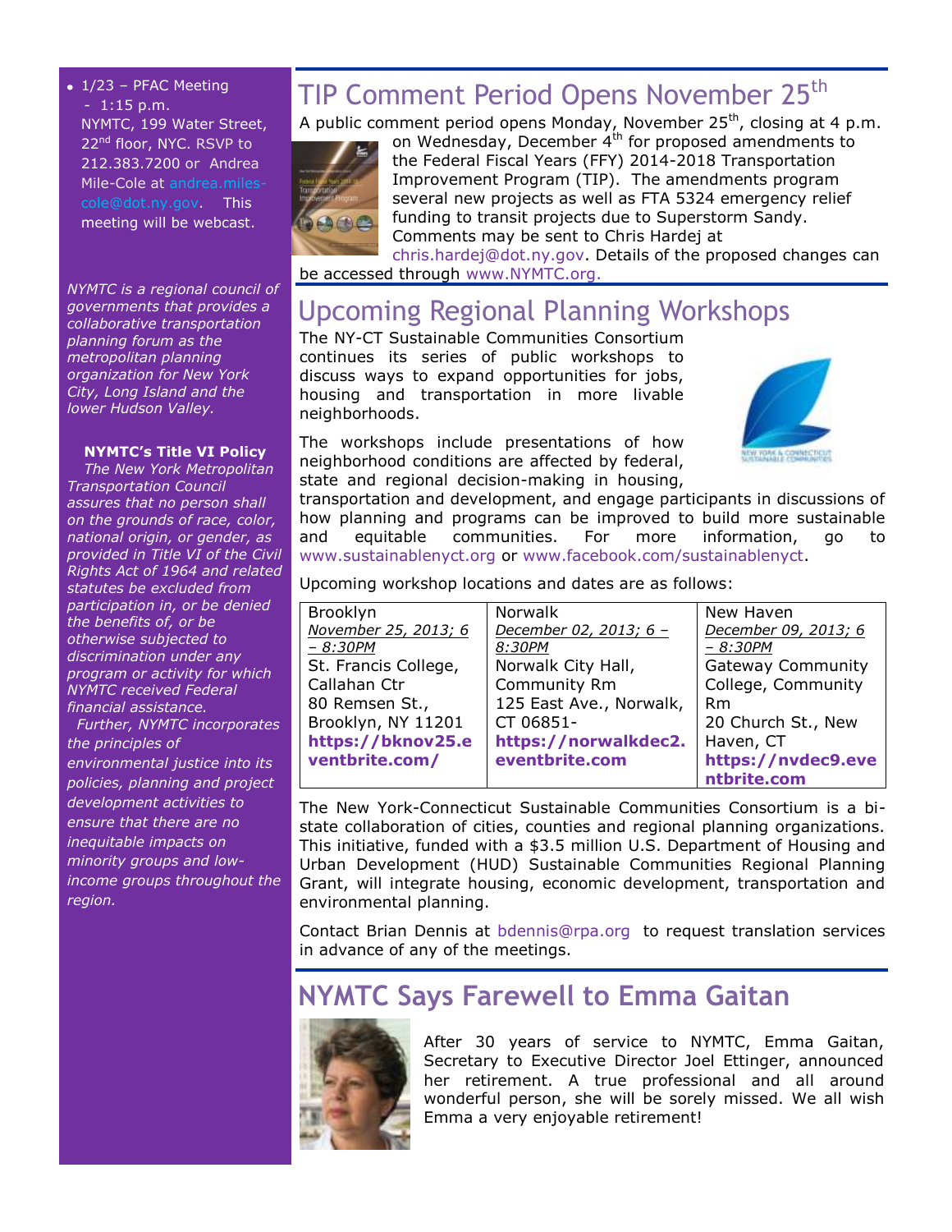- 1/23 – PFAC Meeting - 1:15 p.m. NYMTC, 199 Water Street, 22nd floor, NYC. RSVP to 212.383.7200 or Andrea Mile-Cole at andrea.miles-cole@dot.ny.gov. This meeting will be webcast.

*NYMTC is a regional council of governments that provides a collaborative transportation planning forum as the metropolitan planning organization for New York City, Long Island and the lower Hudson Valley.*

**NYMTC's Title VI Policy**

*The New York Metropolitan Transportation Council assures that no person shall on the grounds of race, color, national origin, or gender, as provided in Title VI of the Civil Rights Act of 1964 and related statutes be excluded from participation in, or be denied the benefits of, or be otherwise subjected to discrimination under any program or activity for which NYMTC received Federal financial assistance.*

*Further, NYMTC incorporates the principles of environmental justice into its policies, planning and project development activities to ensure that there are no inequitable impacts on minority groups and low-income groups throughout the region.*

# TIP Comment Period Opens November 25th

A public comment period opens Monday, November 25th, closing at 4 p.m. on Wednesday, December 4th for proposed amendments to the Federal Fiscal Years (FFY) 2014-2018 Transportation Improvement Program (TIP). The amendments program several new projects as well as FTA 5324 emergency relief funding to transit projects due to Superstorm Sandy. Comments may be sent to Chris Hardej at chris.hardej@dot.ny.gov. Details of the proposed changes can be accessed through www.NYMTC.org.

# Upcoming Regional Planning Workshops

The NY-CT Sustainable Communities Consortium continues its series of public workshops to discuss ways to expand opportunities for jobs, housing and transportation in more livable neighborhoods.

The workshops include presentations of how neighborhood conditions are affected by federal, state and regional decision-making in housing, transportation and development, and engage participants in discussions of how planning and programs can be improved to build more sustainable and equitable communities. For more information, go to www.sustainablenyct.org or www.facebook.com/sustainablenyct.

Upcoming workshop locations and dates are as follows:

| Brooklyn | Norwalk | New Haven |
|---|---|---|
| *November 25, 2013; 6 – 8:30PM* | *December 02, 2013; 6 – 8:30PM* | *December 09, 2013; 6 – 8:30PM* |
| St. Francis College, Callahan Ctr | Norwalk City Hall, Community Rm | Gateway Community College, Community Rm |
| 80 Remsen St., Brooklyn, NY 11201 | 125 East Ave., Norwalk, CT 06851- | 20 Church St., New Haven, CT |
| **https://bknov25.eventbrite.com/** | **https://norwalkdec2.eventbrite.com** | **https://nvdec9.eventbrite.com** |

The New York-Connecticut Sustainable Communities Consortium is a bi-state collaboration of cities, counties and regional planning organizations. This initiative, funded with a $3.5 million U.S. Department of Housing and Urban Development (HUD) Sustainable Communities Regional Planning Grant, will integrate housing, economic development, transportation and environmental planning.

Contact Brian Dennis at bdennis@rpa.org to request translation services in advance of any of the meetings.

# NYMTC Says Farewell to Emma Gaitan

After 30 years of service to NYMTC, Emma Gaitan, Secretary to Executive Director Joel Ettinger, announced her retirement. A true professional and all around wonderful person, she will be sorely missed. We all wish Emma a very enjoyable retirement!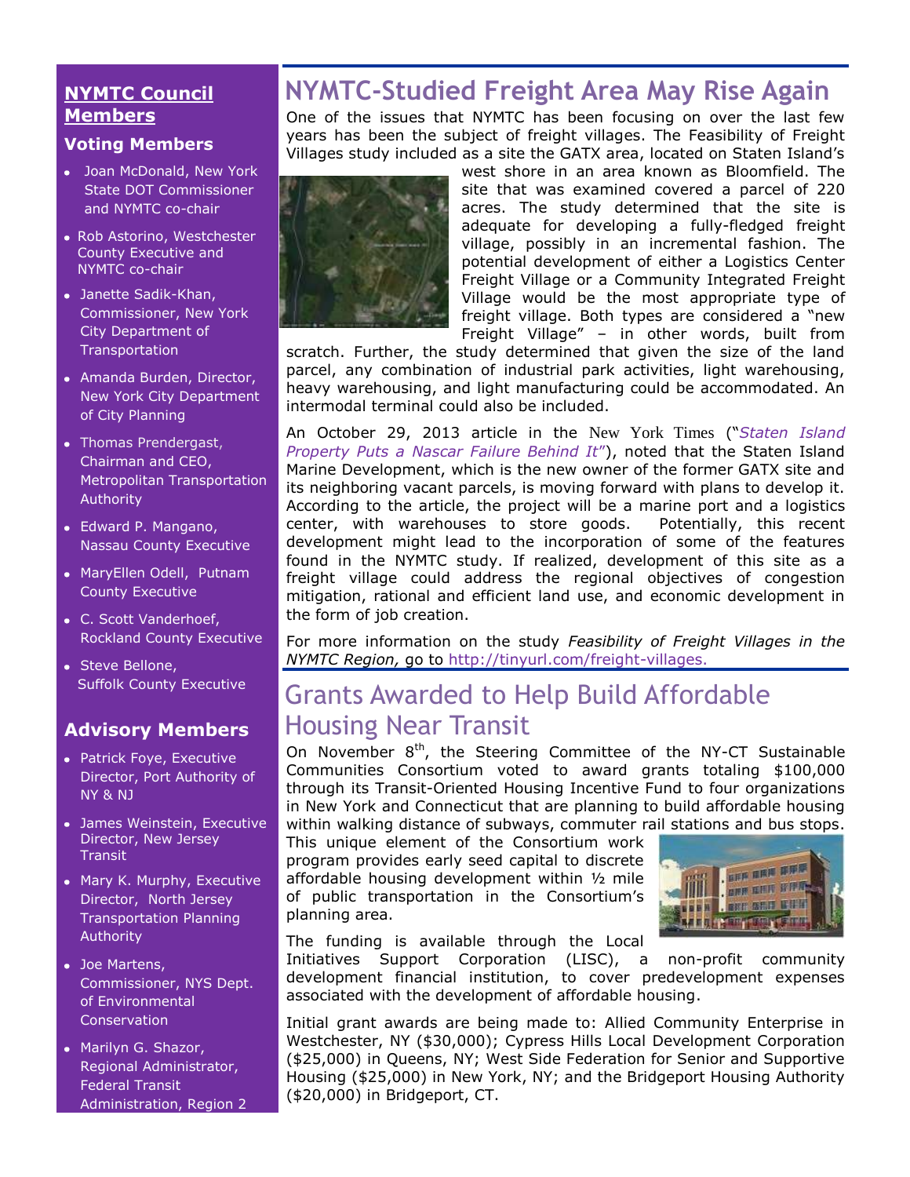## NYMTC Council Members

### Voting Members

- Joan McDonald, New York State DOT Commissioner and NYMTC co-chair
- Rob Astorino, Westchester County Executive and NYMTC co-chair
- Janette Sadik-Khan, Commissioner, New York City Department of Transportation
- Amanda Burden, Director, New York City Department of City Planning
- Thomas Prendergast, Chairman and CEO, Metropolitan Transportation Authority
- Edward P. Mangano, Nassau County Executive
- MaryEllen Odell, Putnam County Executive
- C. Scott Vanderhoef, Rockland County Executive
- Steve Bellone, Suffolk County Executive

### Advisory Members

- Patrick Foye, Executive Director, Port Authority of NY & NJ
- James Weinstein, Executive Director, New Jersey Transit
- Mary K. Murphy, Executive Director, North Jersey Transportation Planning Authority
- Joe Martens, Commissioner, NYS Dept. of Environmental Conservation
- Marilyn G. Shazor, Regional Administrator, Federal Transit Administration, Region 2

# NYMTC-Studied Freight Area May Rise Again

One of the issues that NYMTC has been focusing on over the last few years has been the subject of freight villages. The Feasibility of Freight Villages study included as a site the GATX area, located on Staten Island's west shore in an area known as Bloomfield. The site that was examined covered a parcel of 220 acres. The study determined that the site is adequate for developing a fully-fledged freight village, possibly in an incremental fashion. The potential development of either a Logistics Center Freight Village or a Community Integrated Freight Village would be the most appropriate type of freight village. Both types are considered a "new Freight Village" – in other words, built from scratch. Further, the study determined that given the size of the land parcel, any combination of industrial park activities, light warehousing, heavy warehousing, and light manufacturing could be accommodated. An intermodal terminal could also be included.

An October 29, 2013 article in the New York Times ("*Staten Island Property Puts a Nascar Failure Behind It*"), noted that the Staten Island Marine Development, which is the new owner of the former GATX site and its neighboring vacant parcels, is moving forward with plans to develop it. According to the article, the project will be a marine port and a logistics center, with warehouses to store goods. Potentially, this recent development might lead to the incorporation of some of the features found in the NYMTC study. If realized, development of this site as a freight village could address the regional objectives of congestion mitigation, rational and efficient land use, and economic development in the form of job creation.

For more information on the study *Feasibility of Freight Villages in the NYMTC Region,* go to http://tinyurl.com/freight-villages.

# Grants Awarded to Help Build Affordable Housing Near Transit

On November 8th, the Steering Committee of the NY-CT Sustainable Communities Consortium voted to award grants totaling $100,000 through its Transit-Oriented Housing Incentive Fund to four organizations in New York and Connecticut that are planning to build affordable housing within walking distance of subways, commuter rail stations and bus stops. This unique element of the Consortium work program provides early seed capital to discrete affordable housing development within ½ mile of public transportation in the Consortium's planning area.

The funding is available through the Local Initiatives Support Corporation (LISC), a non-profit community development financial institution, to cover predevelopment expenses associated with the development of affordable housing.

Initial grant awards are being made to: Allied Community Enterprise in Westchester, NY ($30,000); Cypress Hills Local Development Corporation ($25,000) in Queens, NY; West Side Federation for Senior and Supportive Housing ($25,000) in New York, NY; and the Bridgeport Housing Authority ($20,000) in Bridgeport, CT.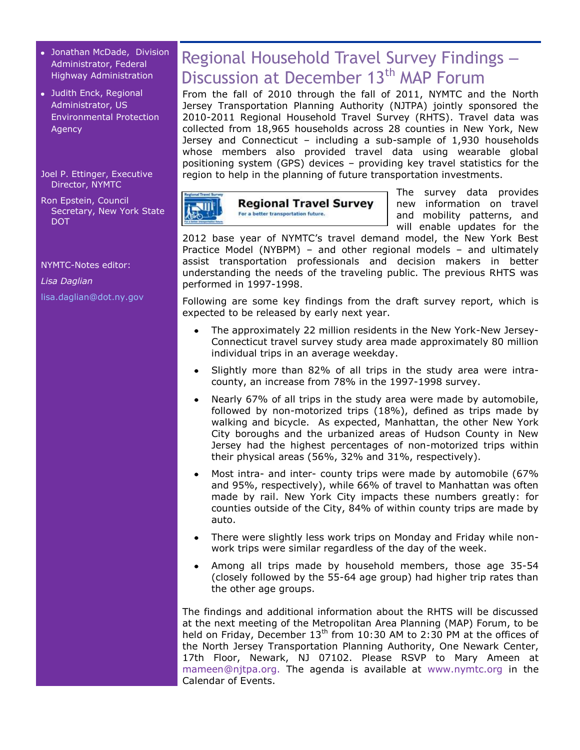- Jonathan McDade, Division Administrator, Federal Highway Administration
- Judith Enck, Regional Administrator, US Environmental Protection Agency

Joel P. Ettinger, Executive Director, NYMTC

Ron Epstein, Council Secretary, New York State DOT

NYMTC-Notes editor:

*Lisa Daglian*

lisa.daglian@dot.ny.gov

## Regional Household Travel Survey Findings – Discussion at December 13th MAP Forum

From the fall of 2010 through the fall of 2011, NYMTC and the North Jersey Transportation Planning Authority (NJTPA) jointly sponsored the 2010-2011 Regional Household Travel Survey (RHTS). Travel data was collected from 18,965 households across 28 counties in New York, New Jersey and Connecticut – including a sub-sample of 1,930 households whose members also provided travel data using wearable global positioning system (GPS) devices – providing key travel statistics for the region to help in the planning of future transportation investments.

Regional Travel Survey
For a better transportation future.

The survey data provides new information on travel and mobility patterns, and will enable updates for the 2012 base year of NYMTC's travel demand model, the New York Best Practice Model (NYBPM) – and other regional models – and ultimately assist transportation professionals and decision makers in better understanding the needs of the traveling public. The previous RHTS was performed in 1997-1998.

Following are some key findings from the draft survey report, which is expected to be released by early next year.

- The approximately 22 million residents in the New York-New Jersey-Connecticut travel survey study area made approximately 80 million individual trips in an average weekday.
- Slightly more than 82% of all trips in the study area were intra-county, an increase from 78% in the 1997-1998 survey.
- Nearly 67% of all trips in the study area were made by automobile, followed by non-motorized trips (18%), defined as trips made by walking and bicycle. As expected, Manhattan, the other New York City boroughs and the urbanized areas of Hudson County in New Jersey had the highest percentages of non-motorized trips within their physical areas (56%, 32% and 31%, respectively).
- Most intra- and inter- county trips were made by automobile (67% and 95%, respectively), while 66% of travel to Manhattan was often made by rail. New York City impacts these numbers greatly: for counties outside of the City, 84% of within county trips are made by auto.
- There were slightly less work trips on Monday and Friday while non-work trips were similar regardless of the day of the week.
- Among all trips made by household members, those age 35-54 (closely followed by the 55-64 age group) had higher trip rates than the other age groups.

The findings and additional information about the RHTS will be discussed at the next meeting of the Metropolitan Area Planning (MAP) Forum, to be held on Friday, December 13th from 10:30 AM to 2:30 PM at the offices of the North Jersey Transportation Planning Authority, One Newark Center, 17th Floor, Newark, NJ 07102. Please RSVP to Mary Ameen at mameen@njtpa.org. The agenda is available at www.nymtc.org in the Calendar of Events.